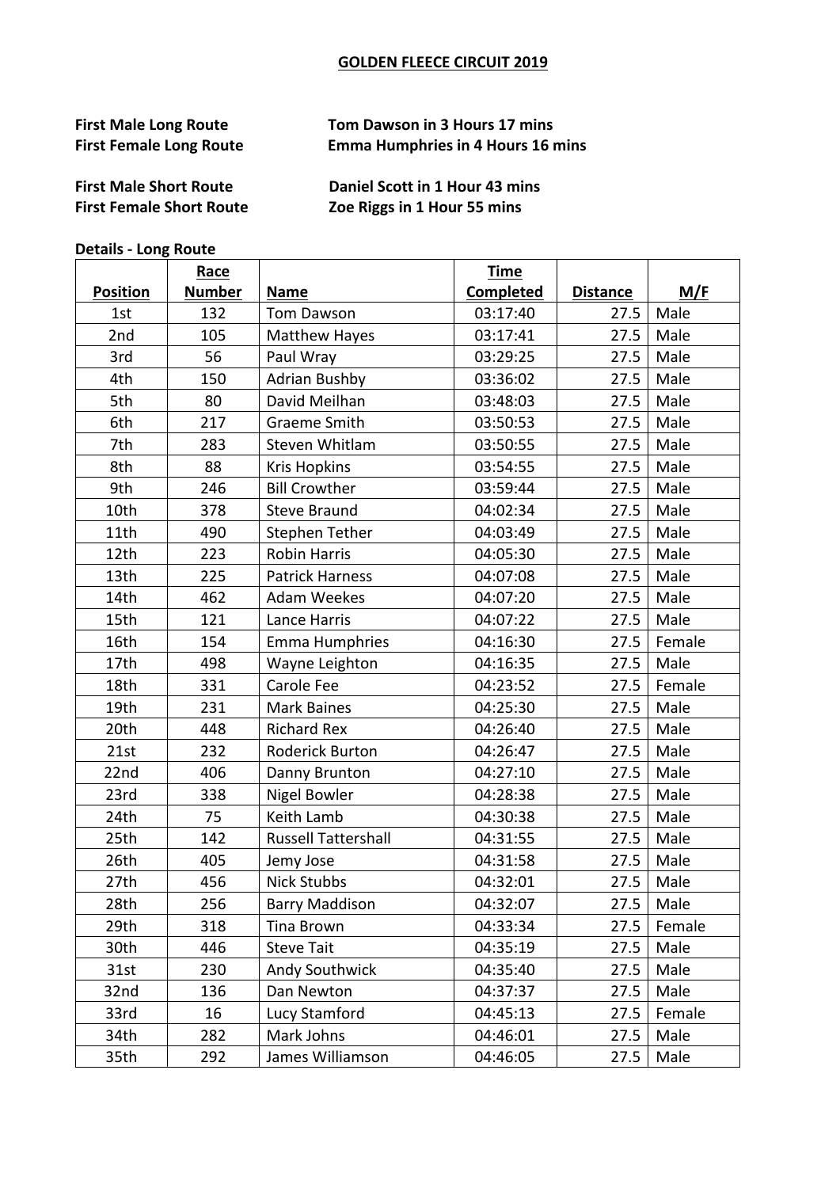# GOLDEN FLEECE CIRCUIT 2019

**First Male Long Route** **Tom Dawson in 3 Hours 17 mins**
**First Female Long Route** **Emma Humphries in 4 Hours 16 mins**

**First Male Short Route** **Daniel Scott in 1 Hour 43 mins**
**First Female Short Route** **Zoe Riggs in 1 Hour 55 mins**

**Details - Long Route**

| Position | Race Number | Name | Time Completed | Distance | M/F |
|---|---|---|---|---|---|
| 1st | 132 | Tom Dawson | 03:17:40 | 27.5 | Male |
| 2nd | 105 | Matthew Hayes | 03:17:41 | 27.5 | Male |
| 3rd | 56 | Paul Wray | 03:29:25 | 27.5 | Male |
| 4th | 150 | Adrian Bushby | 03:36:02 | 27.5 | Male |
| 5th | 80 | David Meilhan | 03:48:03 | 27.5 | Male |
| 6th | 217 | Graeme Smith | 03:50:53 | 27.5 | Male |
| 7th | 283 | Steven Whitlam | 03:50:55 | 27.5 | Male |
| 8th | 88 | Kris Hopkins | 03:54:55 | 27.5 | Male |
| 9th | 246 | Bill Crowther | 03:59:44 | 27.5 | Male |
| 10th | 378 | Steve Braund | 04:02:34 | 27.5 | Male |
| 11th | 490 | Stephen Tether | 04:03:49 | 27.5 | Male |
| 12th | 223 | Robin Harris | 04:05:30 | 27.5 | Male |
| 13th | 225 | Patrick Harness | 04:07:08 | 27.5 | Male |
| 14th | 462 | Adam Weekes | 04:07:20 | 27.5 | Male |
| 15th | 121 | Lance Harris | 04:07:22 | 27.5 | Male |
| 16th | 154 | Emma Humphries | 04:16:30 | 27.5 | Female |
| 17th | 498 | Wayne Leighton | 04:16:35 | 27.5 | Male |
| 18th | 331 | Carole Fee | 04:23:52 | 27.5 | Female |
| 19th | 231 | Mark Baines | 04:25:30 | 27.5 | Male |
| 20th | 448 | Richard Rex | 04:26:40 | 27.5 | Male |
| 21st | 232 | Roderick Burton | 04:26:47 | 27.5 | Male |
| 22nd | 406 | Danny Brunton | 04:27:10 | 27.5 | Male |
| 23rd | 338 | Nigel Bowler | 04:28:38 | 27.5 | Male |
| 24th | 75 | Keith Lamb | 04:30:38 | 27.5 | Male |
| 25th | 142 | Russell Tattershall | 04:31:55 | 27.5 | Male |
| 26th | 405 | Jemy Jose | 04:31:58 | 27.5 | Male |
| 27th | 456 | Nick Stubbs | 04:32:01 | 27.5 | Male |
| 28th | 256 | Barry Maddison | 04:32:07 | 27.5 | Male |
| 29th | 318 | Tina Brown | 04:33:34 | 27.5 | Female |
| 30th | 446 | Steve Tait | 04:35:19 | 27.5 | Male |
| 31st | 230 | Andy Southwick | 04:35:40 | 27.5 | Male |
| 32nd | 136 | Dan Newton | 04:37:37 | 27.5 | Male |
| 33rd | 16 | Lucy Stamford | 04:45:13 | 27.5 | Female |
| 34th | 282 | Mark Johns | 04:46:01 | 27.5 | Male |
| 35th | 292 | James Williamson | 04:46:05 | 27.5 | Male |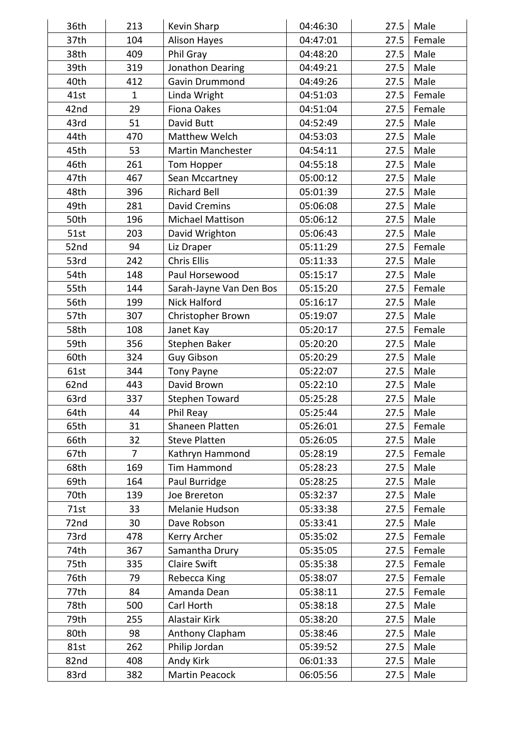| | | | | | |
|---|---|---|---|---|---|
| 36th | 213 | Kevin Sharp | 04:46:30 | 27.5 | Male |
| 37th | 104 | Alison Hayes | 04:47:01 | 27.5 | Female |
| 38th | 409 | Phil Gray | 04:48:20 | 27.5 | Male |
| 39th | 319 | Jonathon Dearing | 04:49:21 | 27.5 | Male |
| 40th | 412 | Gavin Drummond | 04:49:26 | 27.5 | Male |
| 41st | 1 | Linda Wright | 04:51:03 | 27.5 | Female |
| 42nd | 29 | Fiona Oakes | 04:51:04 | 27.5 | Female |
| 43rd | 51 | David Butt | 04:52:49 | 27.5 | Male |
| 44th | 470 | Matthew Welch | 04:53:03 | 27.5 | Male |
| 45th | 53 | Martin Manchester | 04:54:11 | 27.5 | Male |
| 46th | 261 | Tom Hopper | 04:55:18 | 27.5 | Male |
| 47th | 467 | Sean Mccartney | 05:00:12 | 27.5 | Male |
| 48th | 396 | Richard Bell | 05:01:39 | 27.5 | Male |
| 49th | 281 | David Cremins | 05:06:08 | 27.5 | Male |
| 50th | 196 | Michael Mattison | 05:06:12 | 27.5 | Male |
| 51st | 203 | David Wrighton | 05:06:43 | 27.5 | Male |
| 52nd | 94 | Liz Draper | 05:11:29 | 27.5 | Female |
| 53rd | 242 | Chris Ellis | 05:11:33 | 27.5 | Male |
| 54th | 148 | Paul Horsewood | 05:15:17 | 27.5 | Male |
| 55th | 144 | Sarah-Jayne Van Den Bos | 05:15:20 | 27.5 | Female |
| 56th | 199 | Nick Halford | 05:16:17 | 27.5 | Male |
| 57th | 307 | Christopher Brown | 05:19:07 | 27.5 | Male |
| 58th | 108 | Janet Kay | 05:20:17 | 27.5 | Female |
| 59th | 356 | Stephen Baker | 05:20:20 | 27.5 | Male |
| 60th | 324 | Guy Gibson | 05:20:29 | 27.5 | Male |
| 61st | 344 | Tony Payne | 05:22:07 | 27.5 | Male |
| 62nd | 443 | David Brown | 05:22:10 | 27.5 | Male |
| 63rd | 337 | Stephen Toward | 05:25:28 | 27.5 | Male |
| 64th | 44 | Phil Reay | 05:25:44 | 27.5 | Male |
| 65th | 31 | Shaneen Platten | 05:26:01 | 27.5 | Female |
| 66th | 32 | Steve Platten | 05:26:05 | 27.5 | Male |
| 67th | 7 | Kathryn Hammond | 05:28:19 | 27.5 | Female |
| 68th | 169 | Tim Hammond | 05:28:23 | 27.5 | Male |
| 69th | 164 | Paul Burridge | 05:28:25 | 27.5 | Male |
| 70th | 139 | Joe Brereton | 05:32:37 | 27.5 | Male |
| 71st | 33 | Melanie Hudson | 05:33:38 | 27.5 | Female |
| 72nd | 30 | Dave Robson | 05:33:41 | 27.5 | Male |
| 73rd | 478 | Kerry Archer | 05:35:02 | 27.5 | Female |
| 74th | 367 | Samantha Drury | 05:35:05 | 27.5 | Female |
| 75th | 335 | Claire Swift | 05:35:38 | 27.5 | Female |
| 76th | 79 | Rebecca King | 05:38:07 | 27.5 | Female |
| 77th | 84 | Amanda Dean | 05:38:11 | 27.5 | Female |
| 78th | 500 | Carl Horth | 05:38:18 | 27.5 | Male |
| 79th | 255 | Alastair Kirk | 05:38:20 | 27.5 | Male |
| 80th | 98 | Anthony Clapham | 05:38:46 | 27.5 | Male |
| 81st | 262 | Philip Jordan | 05:39:52 | 27.5 | Male |
| 82nd | 408 | Andy Kirk | 06:01:33 | 27.5 | Male |
| 83rd | 382 | Martin Peacock | 06:05:56 | 27.5 | Male |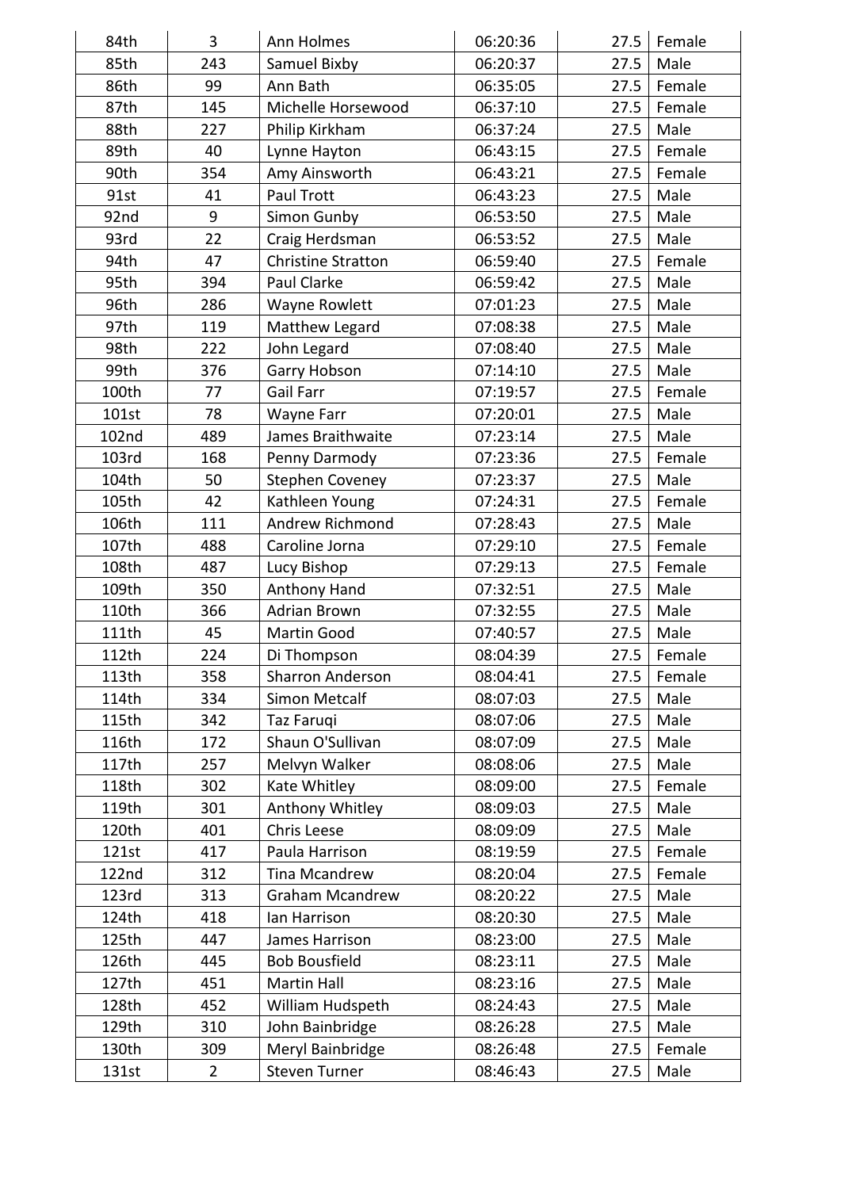| | | | | | |
|---|---|---|---|---|---|
| 84th | 3 | Ann Holmes | 06:20:36 | 27.5 | Female |
| 85th | 243 | Samuel Bixby | 06:20:37 | 27.5 | Male |
| 86th | 99 | Ann Bath | 06:35:05 | 27.5 | Female |
| 87th | 145 | Michelle Horsewood | 06:37:10 | 27.5 | Female |
| 88th | 227 | Philip Kirkham | 06:37:24 | 27.5 | Male |
| 89th | 40 | Lynne Hayton | 06:43:15 | 27.5 | Female |
| 90th | 354 | Amy Ainsworth | 06:43:21 | 27.5 | Female |
| 91st | 41 | Paul Trott | 06:43:23 | 27.5 | Male |
| 92nd | 9 | Simon Gunby | 06:53:50 | 27.5 | Male |
| 93rd | 22 | Craig Herdsman | 06:53:52 | 27.5 | Male |
| 94th | 47 | Christine Stratton | 06:59:40 | 27.5 | Female |
| 95th | 394 | Paul Clarke | 06:59:42 | 27.5 | Male |
| 96th | 286 | Wayne Rowlett | 07:01:23 | 27.5 | Male |
| 97th | 119 | Matthew Legard | 07:08:38 | 27.5 | Male |
| 98th | 222 | John Legard | 07:08:40 | 27.5 | Male |
| 99th | 376 | Garry Hobson | 07:14:10 | 27.5 | Male |
| 100th | 77 | Gail Farr | 07:19:57 | 27.5 | Female |
| 101st | 78 | Wayne Farr | 07:20:01 | 27.5 | Male |
| 102nd | 489 | James Braithwaite | 07:23:14 | 27.5 | Male |
| 103rd | 168 | Penny Darmody | 07:23:36 | 27.5 | Female |
| 104th | 50 | Stephen Coveney | 07:23:37 | 27.5 | Male |
| 105th | 42 | Kathleen Young | 07:24:31 | 27.5 | Female |
| 106th | 111 | Andrew Richmond | 07:28:43 | 27.5 | Male |
| 107th | 488 | Caroline Jorna | 07:29:10 | 27.5 | Female |
| 108th | 487 | Lucy Bishop | 07:29:13 | 27.5 | Female |
| 109th | 350 | Anthony Hand | 07:32:51 | 27.5 | Male |
| 110th | 366 | Adrian Brown | 07:32:55 | 27.5 | Male |
| 111th | 45 | Martin Good | 07:40:57 | 27.5 | Male |
| 112th | 224 | Di Thompson | 08:04:39 | 27.5 | Female |
| 113th | 358 | Sharron Anderson | 08:04:41 | 27.5 | Female |
| 114th | 334 | Simon Metcalf | 08:07:03 | 27.5 | Male |
| 115th | 342 | Taz Faruqi | 08:07:06 | 27.5 | Male |
| 116th | 172 | Shaun O'Sullivan | 08:07:09 | 27.5 | Male |
| 117th | 257 | Melvyn Walker | 08:08:06 | 27.5 | Male |
| 118th | 302 | Kate Whitley | 08:09:00 | 27.5 | Female |
| 119th | 301 | Anthony Whitley | 08:09:03 | 27.5 | Male |
| 120th | 401 | Chris Leese | 08:09:09 | 27.5 | Male |
| 121st | 417 | Paula Harrison | 08:19:59 | 27.5 | Female |
| 122nd | 312 | Tina Mcandrew | 08:20:04 | 27.5 | Female |
| 123rd | 313 | Graham Mcandrew | 08:20:22 | 27.5 | Male |
| 124th | 418 | Ian Harrison | 08:20:30 | 27.5 | Male |
| 125th | 447 | James Harrison | 08:23:00 | 27.5 | Male |
| 126th | 445 | Bob Bousfield | 08:23:11 | 27.5 | Male |
| 127th | 451 | Martin Hall | 08:23:16 | 27.5 | Male |
| 128th | 452 | William Hudspeth | 08:24:43 | 27.5 | Male |
| 129th | 310 | John Bainbridge | 08:26:28 | 27.5 | Male |
| 130th | 309 | Meryl Bainbridge | 08:26:48 | 27.5 | Female |
| 131st | 2 | Steven Turner | 08:46:43 | 27.5 | Male |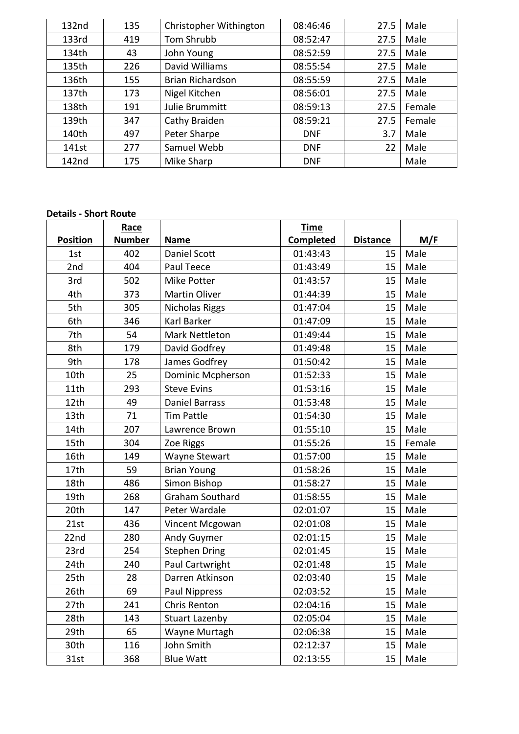| | | | | | |
|---|---|---|---|---|---|
| 132nd | 135 | Christopher Withington | 08:46:46 | 27.5 | Male |
| 133rd | 419 | Tom Shrubb | 08:52:47 | 27.5 | Male |
| 134th | 43 | John Young | 08:52:59 | 27.5 | Male |
| 135th | 226 | David Williams | 08:55:54 | 27.5 | Male |
| 136th | 155 | Brian Richardson | 08:55:59 | 27.5 | Male |
| 137th | 173 | Nigel Kitchen | 08:56:01 | 27.5 | Male |
| 138th | 191 | Julie Brummitt | 08:59:13 | 27.5 | Female |
| 139th | 347 | Cathy Braiden | 08:59:21 | 27.5 | Female |
| 140th | 497 | Peter Sharpe | DNF | 3.7 | Male |
| 141st | 277 | Samuel Webb | DNF | 22 | Male |
| 142nd | 175 | Mike Sharp | DNF | | Male |

**Details - Short Route**

| Position | Race Number | Name | Time Completed | Distance | M/F |
|---|---|---|---|---|---|
| 1st | 402 | Daniel Scott | 01:43:43 | 15 | Male |
| 2nd | 404 | Paul Teece | 01:43:49 | 15 | Male |
| 3rd | 502 | Mike Potter | 01:43:57 | 15 | Male |
| 4th | 373 | Martin Oliver | 01:44:39 | 15 | Male |
| 5th | 305 | Nicholas Riggs | 01:47:04 | 15 | Male |
| 6th | 346 | Karl Barker | 01:47:09 | 15 | Male |
| 7th | 54 | Mark Nettleton | 01:49:44 | 15 | Male |
| 8th | 179 | David Godfrey | 01:49:48 | 15 | Male |
| 9th | 178 | James Godfrey | 01:50:42 | 15 | Male |
| 10th | 25 | Dominic Mcpherson | 01:52:33 | 15 | Male |
| 11th | 293 | Steve Evins | 01:53:16 | 15 | Male |
| 12th | 49 | Daniel Barrass | 01:53:48 | 15 | Male |
| 13th | 71 | Tim Pattle | 01:54:30 | 15 | Male |
| 14th | 207 | Lawrence Brown | 01:55:10 | 15 | Male |
| 15th | 304 | Zoe Riggs | 01:55:26 | 15 | Female |
| 16th | 149 | Wayne Stewart | 01:57:00 | 15 | Male |
| 17th | 59 | Brian Young | 01:58:26 | 15 | Male |
| 18th | 486 | Simon Bishop | 01:58:27 | 15 | Male |
| 19th | 268 | Graham Southard | 01:58:55 | 15 | Male |
| 20th | 147 | Peter Wardale | 02:01:07 | 15 | Male |
| 21st | 436 | Vincent Mcgowan | 02:01:08 | 15 | Male |
| 22nd | 280 | Andy Guymer | 02:01:15 | 15 | Male |
| 23rd | 254 | Stephen Dring | 02:01:45 | 15 | Male |
| 24th | 240 | Paul Cartwright | 02:01:48 | 15 | Male |
| 25th | 28 | Darren Atkinson | 02:03:40 | 15 | Male |
| 26th | 69 | Paul Nippress | 02:03:52 | 15 | Male |
| 27th | 241 | Chris Renton | 02:04:16 | 15 | Male |
| 28th | 143 | Stuart Lazenby | 02:05:04 | 15 | Male |
| 29th | 65 | Wayne Murtagh | 02:06:38 | 15 | Male |
| 30th | 116 | John Smith | 02:12:37 | 15 | Male |
| 31st | 368 | Blue Watt | 02:13:55 | 15 | Male |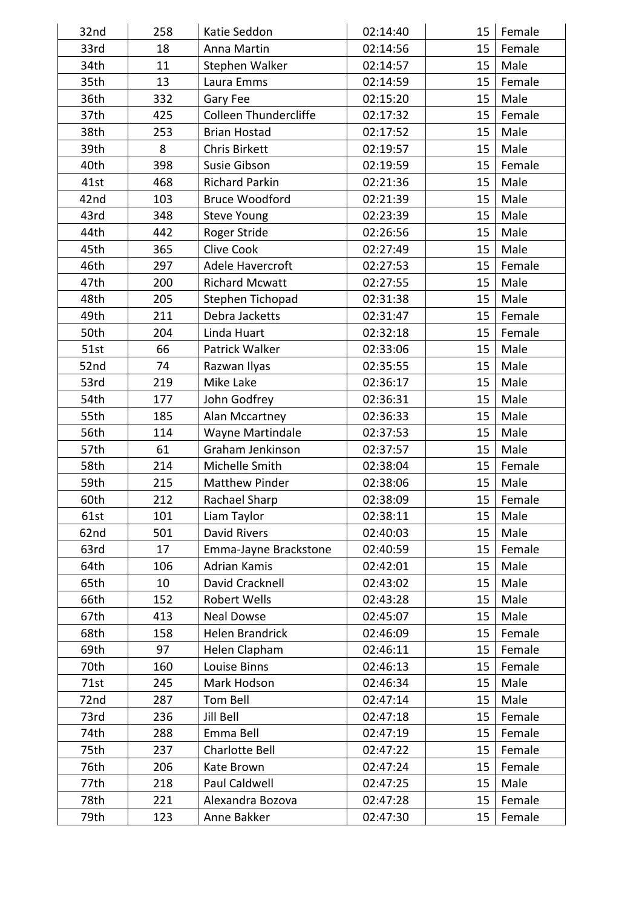| | | | | | |
|---|---|---|---|---|---|
| 32nd | 258 | Katie Seddon | 02:14:40 | 15 | Female |
| 33rd | 18 | Anna Martin | 02:14:56 | 15 | Female |
| 34th | 11 | Stephen Walker | 02:14:57 | 15 | Male |
| 35th | 13 | Laura Emms | 02:14:59 | 15 | Female |
| 36th | 332 | Gary Fee | 02:15:20 | 15 | Male |
| 37th | 425 | Colleen Thundercliffe | 02:17:32 | 15 | Female |
| 38th | 253 | Brian Hostad | 02:17:52 | 15 | Male |
| 39th | 8 | Chris Birkett | 02:19:57 | 15 | Male |
| 40th | 398 | Susie Gibson | 02:19:59 | 15 | Female |
| 41st | 468 | Richard Parkin | 02:21:36 | 15 | Male |
| 42nd | 103 | Bruce Woodford | 02:21:39 | 15 | Male |
| 43rd | 348 | Steve Young | 02:23:39 | 15 | Male |
| 44th | 442 | Roger Stride | 02:26:56 | 15 | Male |
| 45th | 365 | Clive Cook | 02:27:49 | 15 | Male |
| 46th | 297 | Adele Havercroft | 02:27:53 | 15 | Female |
| 47th | 200 | Richard Mcwatt | 02:27:55 | 15 | Male |
| 48th | 205 | Stephen Tichopad | 02:31:38 | 15 | Male |
| 49th | 211 | Debra Jacketts | 02:31:47 | 15 | Female |
| 50th | 204 | Linda Huart | 02:32:18 | 15 | Female |
| 51st | 66 | Patrick Walker | 02:33:06 | 15 | Male |
| 52nd | 74 | Razwan Ilyas | 02:35:55 | 15 | Male |
| 53rd | 219 | Mike Lake | 02:36:17 | 15 | Male |
| 54th | 177 | John Godfrey | 02:36:31 | 15 | Male |
| 55th | 185 | Alan Mccartney | 02:36:33 | 15 | Male |
| 56th | 114 | Wayne Martindale | 02:37:53 | 15 | Male |
| 57th | 61 | Graham Jenkinson | 02:37:57 | 15 | Male |
| 58th | 214 | Michelle Smith | 02:38:04 | 15 | Female |
| 59th | 215 | Matthew Pinder | 02:38:06 | 15 | Male |
| 60th | 212 | Rachael Sharp | 02:38:09 | 15 | Female |
| 61st | 101 | Liam Taylor | 02:38:11 | 15 | Male |
| 62nd | 501 | David Rivers | 02:40:03 | 15 | Male |
| 63rd | 17 | Emma-Jayne Brackstone | 02:40:59 | 15 | Female |
| 64th | 106 | Adrian Kamis | 02:42:01 | 15 | Male |
| 65th | 10 | David Cracknell | 02:43:02 | 15 | Male |
| 66th | 152 | Robert Wells | 02:43:28 | 15 | Male |
| 67th | 413 | Neal Dowse | 02:45:07 | 15 | Male |
| 68th | 158 | Helen Brandrick | 02:46:09 | 15 | Female |
| 69th | 97 | Helen Clapham | 02:46:11 | 15 | Female |
| 70th | 160 | Louise Binns | 02:46:13 | 15 | Female |
| 71st | 245 | Mark Hodson | 02:46:34 | 15 | Male |
| 72nd | 287 | Tom Bell | 02:47:14 | 15 | Male |
| 73rd | 236 | Jill Bell | 02:47:18 | 15 | Female |
| 74th | 288 | Emma Bell | 02:47:19 | 15 | Female |
| 75th | 237 | Charlotte Bell | 02:47:22 | 15 | Female |
| 76th | 206 | Kate Brown | 02:47:24 | 15 | Female |
| 77th | 218 | Paul Caldwell | 02:47:25 | 15 | Male |
| 78th | 221 | Alexandra Bozova | 02:47:28 | 15 | Female |
| 79th | 123 | Anne Bakker | 02:47:30 | 15 | Female |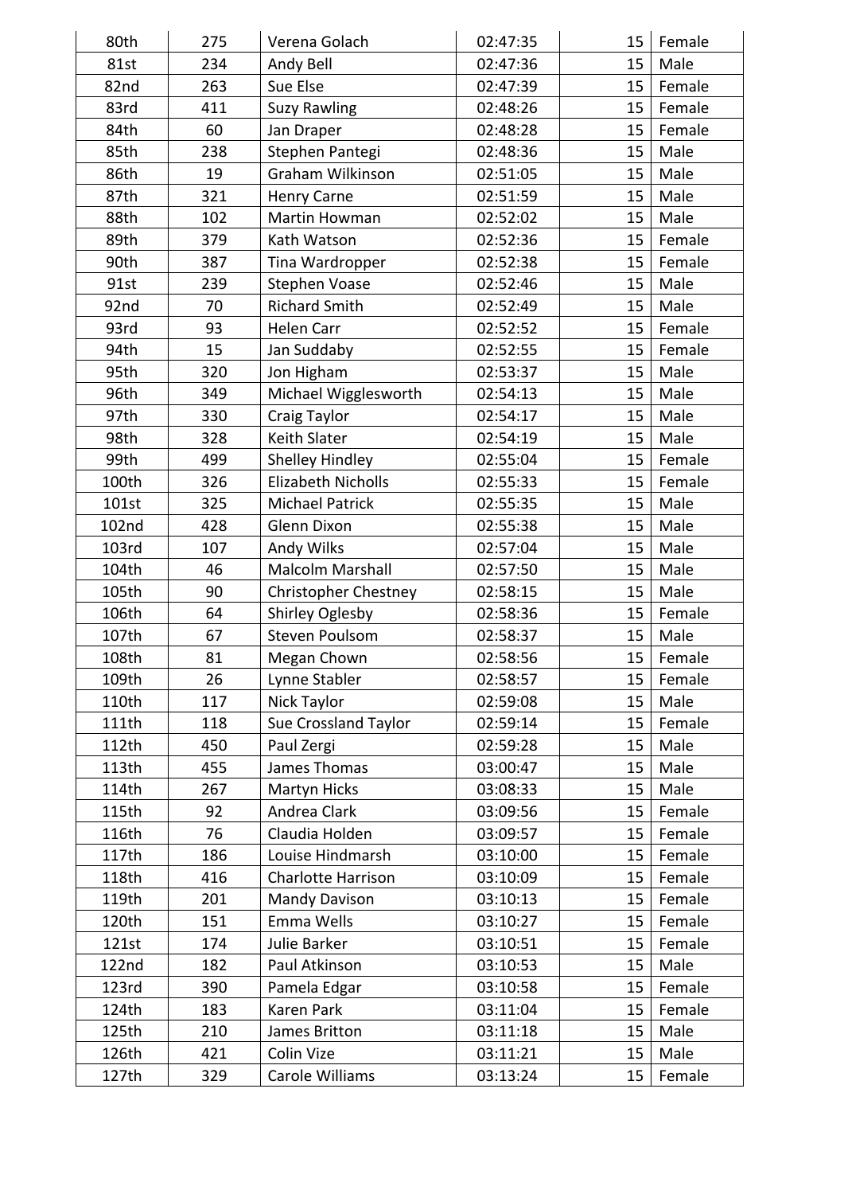| | | | | | |
|---|---|---|---|---|---|
| 80th | 275 | Verena Golach | 02:47:35 | 15 | Female |
| 81st | 234 | Andy Bell | 02:47:36 | 15 | Male |
| 82nd | 263 | Sue Else | 02:47:39 | 15 | Female |
| 83rd | 411 | Suzy Rawling | 02:48:26 | 15 | Female |
| 84th | 60 | Jan Draper | 02:48:28 | 15 | Female |
| 85th | 238 | Stephen Pantegi | 02:48:36 | 15 | Male |
| 86th | 19 | Graham Wilkinson | 02:51:05 | 15 | Male |
| 87th | 321 | Henry Carne | 02:51:59 | 15 | Male |
| 88th | 102 | Martin Howman | 02:52:02 | 15 | Male |
| 89th | 379 | Kath Watson | 02:52:36 | 15 | Female |
| 90th | 387 | Tina Wardropper | 02:52:38 | 15 | Female |
| 91st | 239 | Stephen Voase | 02:52:46 | 15 | Male |
| 92nd | 70 | Richard Smith | 02:52:49 | 15 | Male |
| 93rd | 93 | Helen Carr | 02:52:52 | 15 | Female |
| 94th | 15 | Jan Suddaby | 02:52:55 | 15 | Female |
| 95th | 320 | Jon Higham | 02:53:37 | 15 | Male |
| 96th | 349 | Michael Wigglesworth | 02:54:13 | 15 | Male |
| 97th | 330 | Craig Taylor | 02:54:17 | 15 | Male |
| 98th | 328 | Keith Slater | 02:54:19 | 15 | Male |
| 99th | 499 | Shelley Hindley | 02:55:04 | 15 | Female |
| 100th | 326 | Elizabeth Nicholls | 02:55:33 | 15 | Female |
| 101st | 325 | Michael Patrick | 02:55:35 | 15 | Male |
| 102nd | 428 | Glenn Dixon | 02:55:38 | 15 | Male |
| 103rd | 107 | Andy Wilks | 02:57:04 | 15 | Male |
| 104th | 46 | Malcolm Marshall | 02:57:50 | 15 | Male |
| 105th | 90 | Christopher Chestney | 02:58:15 | 15 | Male |
| 106th | 64 | Shirley Oglesby | 02:58:36 | 15 | Female |
| 107th | 67 | Steven Poulsom | 02:58:37 | 15 | Male |
| 108th | 81 | Megan Chown | 02:58:56 | 15 | Female |
| 109th | 26 | Lynne Stabler | 02:58:57 | 15 | Female |
| 110th | 117 | Nick Taylor | 02:59:08 | 15 | Male |
| 111th | 118 | Sue Crossland Taylor | 02:59:14 | 15 | Female |
| 112th | 450 | Paul Zergi | 02:59:28 | 15 | Male |
| 113th | 455 | James Thomas | 03:00:47 | 15 | Male |
| 114th | 267 | Martyn Hicks | 03:08:33 | 15 | Male |
| 115th | 92 | Andrea Clark | 03:09:56 | 15 | Female |
| 116th | 76 | Claudia Holden | 03:09:57 | 15 | Female |
| 117th | 186 | Louise Hindmarsh | 03:10:00 | 15 | Female |
| 118th | 416 | Charlotte Harrison | 03:10:09 | 15 | Female |
| 119th | 201 | Mandy Davison | 03:10:13 | 15 | Female |
| 120th | 151 | Emma Wells | 03:10:27 | 15 | Female |
| 121st | 174 | Julie Barker | 03:10:51 | 15 | Female |
| 122nd | 182 | Paul Atkinson | 03:10:53 | 15 | Male |
| 123rd | 390 | Pamela Edgar | 03:10:58 | 15 | Female |
| 124th | 183 | Karen Park | 03:11:04 | 15 | Female |
| 125th | 210 | James Britton | 03:11:18 | 15 | Male |
| 126th | 421 | Colin Vize | 03:11:21 | 15 | Male |
| 127th | 329 | Carole Williams | 03:13:24 | 15 | Female |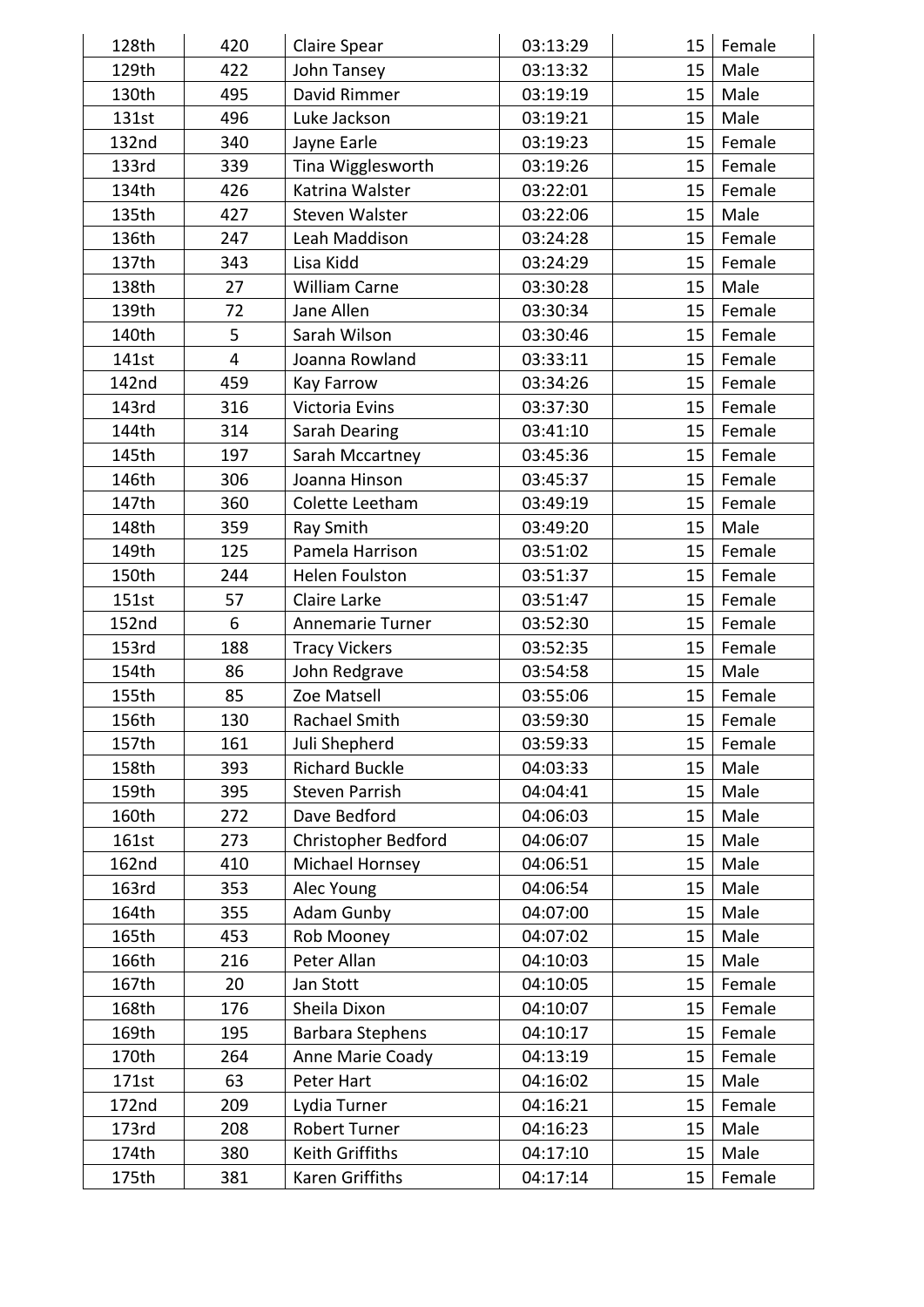| | | | | | |
|---|---|---|---|---|---|
| 128th | 420 | Claire Spear | 03:13:29 | 15 | Female |
| 129th | 422 | John Tansey | 03:13:32 | 15 | Male |
| 130th | 495 | David Rimmer | 03:19:19 | 15 | Male |
| 131st | 496 | Luke Jackson | 03:19:21 | 15 | Male |
| 132nd | 340 | Jayne Earle | 03:19:23 | 15 | Female |
| 133rd | 339 | Tina Wigglesworth | 03:19:26 | 15 | Female |
| 134th | 426 | Katrina Walster | 03:22:01 | 15 | Female |
| 135th | 427 | Steven Walster | 03:22:06 | 15 | Male |
| 136th | 247 | Leah Maddison | 03:24:28 | 15 | Female |
| 137th | 343 | Lisa Kidd | 03:24:29 | 15 | Female |
| 138th | 27 | William Carne | 03:30:28 | 15 | Male |
| 139th | 72 | Jane Allen | 03:30:34 | 15 | Female |
| 140th | 5 | Sarah Wilson | 03:30:46 | 15 | Female |
| 141st | 4 | Joanna Rowland | 03:33:11 | 15 | Female |
| 142nd | 459 | Kay Farrow | 03:34:26 | 15 | Female |
| 143rd | 316 | Victoria Evins | 03:37:30 | 15 | Female |
| 144th | 314 | Sarah Dearing | 03:41:10 | 15 | Female |
| 145th | 197 | Sarah Mccartney | 03:45:36 | 15 | Female |
| 146th | 306 | Joanna Hinson | 03:45:37 | 15 | Female |
| 147th | 360 | Colette Leetham | 03:49:19 | 15 | Female |
| 148th | 359 | Ray Smith | 03:49:20 | 15 | Male |
| 149th | 125 | Pamela Harrison | 03:51:02 | 15 | Female |
| 150th | 244 | Helen Foulston | 03:51:37 | 15 | Female |
| 151st | 57 | Claire Larke | 03:51:47 | 15 | Female |
| 152nd | 6 | Annemarie Turner | 03:52:30 | 15 | Female |
| 153rd | 188 | Tracy Vickers | 03:52:35 | 15 | Female |
| 154th | 86 | John Redgrave | 03:54:58 | 15 | Male |
| 155th | 85 | Zoe Matsell | 03:55:06 | 15 | Female |
| 156th | 130 | Rachael Smith | 03:59:30 | 15 | Female |
| 157th | 161 | Juli Shepherd | 03:59:33 | 15 | Female |
| 158th | 393 | Richard Buckle | 04:03:33 | 15 | Male |
| 159th | 395 | Steven Parrish | 04:04:41 | 15 | Male |
| 160th | 272 | Dave Bedford | 04:06:03 | 15 | Male |
| 161st | 273 | Christopher Bedford | 04:06:07 | 15 | Male |
| 162nd | 410 | Michael Hornsey | 04:06:51 | 15 | Male |
| 163rd | 353 | Alec Young | 04:06:54 | 15 | Male |
| 164th | 355 | Adam Gunby | 04:07:00 | 15 | Male |
| 165th | 453 | Rob Mooney | 04:07:02 | 15 | Male |
| 166th | 216 | Peter Allan | 04:10:03 | 15 | Male |
| 167th | 20 | Jan Stott | 04:10:05 | 15 | Female |
| 168th | 176 | Sheila Dixon | 04:10:07 | 15 | Female |
| 169th | 195 | Barbara Stephens | 04:10:17 | 15 | Female |
| 170th | 264 | Anne Marie Coady | 04:13:19 | 15 | Female |
| 171st | 63 | Peter Hart | 04:16:02 | 15 | Male |
| 172nd | 209 | Lydia Turner | 04:16:21 | 15 | Female |
| 173rd | 208 | Robert Turner | 04:16:23 | 15 | Male |
| 174th | 380 | Keith Griffiths | 04:17:10 | 15 | Male |
| 175th | 381 | Karen Griffiths | 04:17:14 | 15 | Female |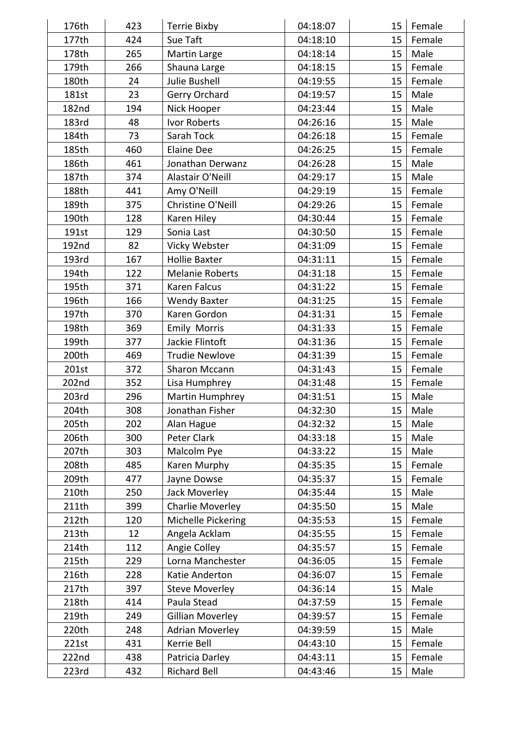| | | | | | |
|---|---|---|---|---|---|
| 176th | 423 | Terrie Bixby | 04:18:07 | 15 | Female |
| 177th | 424 | Sue Taft | 04:18:10 | 15 | Female |
| 178th | 265 | Martin Large | 04:18:14 | 15 | Male |
| 179th | 266 | Shauna Large | 04:18:15 | 15 | Female |
| 180th | 24 | Julie Bushell | 04:19:55 | 15 | Female |
| 181st | 23 | Gerry Orchard | 04:19:57 | 15 | Male |
| 182nd | 194 | Nick Hooper | 04:23:44 | 15 | Male |
| 183rd | 48 | Ivor Roberts | 04:26:16 | 15 | Male |
| 184th | 73 | Sarah Tock | 04:26:18 | 15 | Female |
| 185th | 460 | Elaine Dee | 04:26:25 | 15 | Female |
| 186th | 461 | Jonathan Derwanz | 04:26:28 | 15 | Male |
| 187th | 374 | Alastair O'Neill | 04:29:17 | 15 | Male |
| 188th | 441 | Amy O'Neill | 04:29:19 | 15 | Female |
| 189th | 375 | Christine O'Neill | 04:29:26 | 15 | Female |
| 190th | 128 | Karen Hiley | 04:30:44 | 15 | Female |
| 191st | 129 | Sonia Last | 04:30:50 | 15 | Female |
| 192nd | 82 | Vicky Webster | 04:31:09 | 15 | Female |
| 193rd | 167 | Hollie Baxter | 04:31:11 | 15 | Female |
| 194th | 122 | Melanie Roberts | 04:31:18 | 15 | Female |
| 195th | 371 | Karen Falcus | 04:31:22 | 15 | Female |
| 196th | 166 | Wendy Baxter | 04:31:25 | 15 | Female |
| 197th | 370 | Karen Gordon | 04:31:31 | 15 | Female |
| 198th | 369 | Emily Morris | 04:31:33 | 15 | Female |
| 199th | 377 | Jackie Flintoft | 04:31:36 | 15 | Female |
| 200th | 469 | Trudie Newlove | 04:31:39 | 15 | Female |
| 201st | 372 | Sharon Mccann | 04:31:43 | 15 | Female |
| 202nd | 352 | Lisa Humphrey | 04:31:48 | 15 | Female |
| 203rd | 296 | Martin Humphrey | 04:31:51 | 15 | Male |
| 204th | 308 | Jonathan Fisher | 04:32:30 | 15 | Male |
| 205th | 202 | Alan Hague | 04:32:32 | 15 | Male |
| 206th | 300 | Peter Clark | 04:33:18 | 15 | Male |
| 207th | 303 | Malcolm Pye | 04:33:22 | 15 | Male |
| 208th | 485 | Karen Murphy | 04:35:35 | 15 | Female |
| 209th | 477 | Jayne Dowse | 04:35:37 | 15 | Female |
| 210th | 250 | Jack Moverley | 04:35:44 | 15 | Male |
| 211th | 399 | Charlie Moverley | 04:35:50 | 15 | Male |
| 212th | 120 | Michelle Pickering | 04:35:53 | 15 | Female |
| 213th | 12 | Angela Acklam | 04:35:55 | 15 | Female |
| 214th | 112 | Angie Colley | 04:35:57 | 15 | Female |
| 215th | 229 | Lorna Manchester | 04:36:05 | 15 | Female |
| 216th | 228 | Katie Anderton | 04:36:07 | 15 | Female |
| 217th | 397 | Steve Moverley | 04:36:14 | 15 | Male |
| 218th | 414 | Paula Stead | 04:37:59 | 15 | Female |
| 219th | 249 | Gillian Moverley | 04:39:57 | 15 | Female |
| 220th | 248 | Adrian Moverley | 04:39:59 | 15 | Male |
| 221st | 431 | Kerrie Bell | 04:43:10 | 15 | Female |
| 222nd | 438 | Patricia Darley | 04:43:11 | 15 | Female |
| 223rd | 432 | Richard Bell | 04:43:46 | 15 | Male |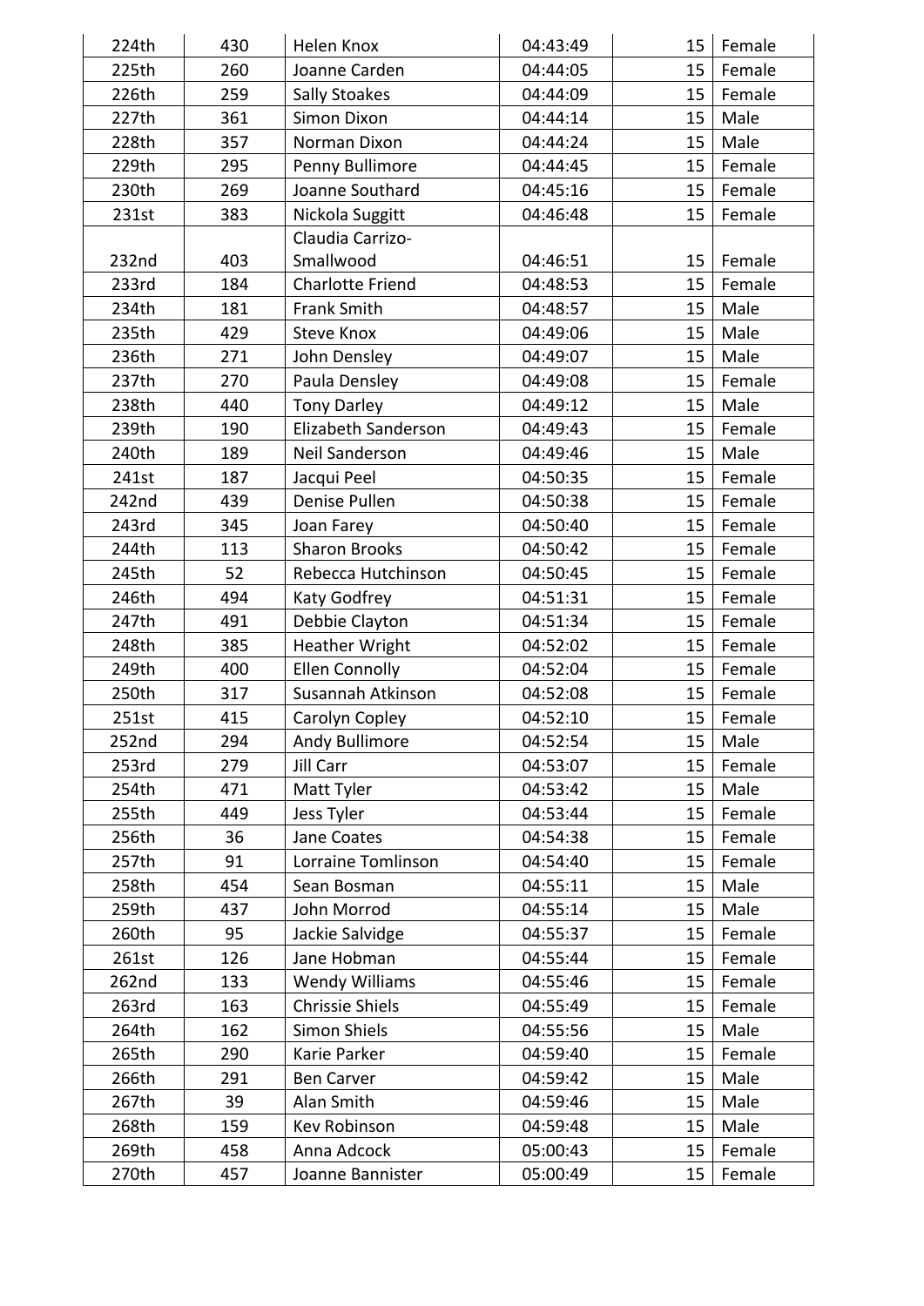| | | | | | |
|---|---|---|---|---|---|
| 224th | 430 | Helen Knox | 04:43:49 | 15 | Female |
| 225th | 260 | Joanne Carden | 04:44:05 | 15 | Female |
| 226th | 259 | Sally Stoakes | 04:44:09 | 15 | Female |
| 227th | 361 | Simon Dixon | 04:44:14 | 15 | Male |
| 228th | 357 | Norman Dixon | 04:44:24 | 15 | Male |
| 229th | 295 | Penny Bullimore | 04:44:45 | 15 | Female |
| 230th | 269 | Joanne Southard | 04:45:16 | 15 | Female |
| 231st | 383 | Nickola Suggitt | 04:46:48 | 15 | Female |
| 232nd | 403 | Claudia Carrizo-Smallwood | 04:46:51 | 15 | Female |
| 233rd | 184 | Charlotte Friend | 04:48:53 | 15 | Female |
| 234th | 181 | Frank Smith | 04:48:57 | 15 | Male |
| 235th | 429 | Steve Knox | 04:49:06 | 15 | Male |
| 236th | 271 | John Densley | 04:49:07 | 15 | Male |
| 237th | 270 | Paula Densley | 04:49:08 | 15 | Female |
| 238th | 440 | Tony Darley | 04:49:12 | 15 | Male |
| 239th | 190 | Elizabeth Sanderson | 04:49:43 | 15 | Female |
| 240th | 189 | Neil Sanderson | 04:49:46 | 15 | Male |
| 241st | 187 | Jacqui Peel | 04:50:35 | 15 | Female |
| 242nd | 439 | Denise Pullen | 04:50:38 | 15 | Female |
| 243rd | 345 | Joan Farey | 04:50:40 | 15 | Female |
| 244th | 113 | Sharon Brooks | 04:50:42 | 15 | Female |
| 245th | 52 | Rebecca Hutchinson | 04:50:45 | 15 | Female |
| 246th | 494 | Katy Godfrey | 04:51:31 | 15 | Female |
| 247th | 491 | Debbie Clayton | 04:51:34 | 15 | Female |
| 248th | 385 | Heather Wright | 04:52:02 | 15 | Female |
| 249th | 400 | Ellen Connolly | 04:52:04 | 15 | Female |
| 250th | 317 | Susannah Atkinson | 04:52:08 | 15 | Female |
| 251st | 415 | Carolyn Copley | 04:52:10 | 15 | Female |
| 252nd | 294 | Andy Bullimore | 04:52:54 | 15 | Male |
| 253rd | 279 | Jill Carr | 04:53:07 | 15 | Female |
| 254th | 471 | Matt Tyler | 04:53:42 | 15 | Male |
| 255th | 449 | Jess Tyler | 04:53:44 | 15 | Female |
| 256th | 36 | Jane Coates | 04:54:38 | 15 | Female |
| 257th | 91 | Lorraine Tomlinson | 04:54:40 | 15 | Female |
| 258th | 454 | Sean Bosman | 04:55:11 | 15 | Male |
| 259th | 437 | John Morrod | 04:55:14 | 15 | Male |
| 260th | 95 | Jackie Salvidge | 04:55:37 | 15 | Female |
| 261st | 126 | Jane Hobman | 04:55:44 | 15 | Female |
| 262nd | 133 | Wendy Williams | 04:55:46 | 15 | Female |
| 263rd | 163 | Chrissie Shiels | 04:55:49 | 15 | Female |
| 264th | 162 | Simon Shiels | 04:55:56 | 15 | Male |
| 265th | 290 | Karie Parker | 04:59:40 | 15 | Female |
| 266th | 291 | Ben Carver | 04:59:42 | 15 | Male |
| 267th | 39 | Alan Smith | 04:59:46 | 15 | Male |
| 268th | 159 | Kev Robinson | 04:59:48 | 15 | Male |
| 269th | 458 | Anna Adcock | 05:00:43 | 15 | Female |
| 270th | 457 | Joanne Bannister | 05:00:49 | 15 | Female |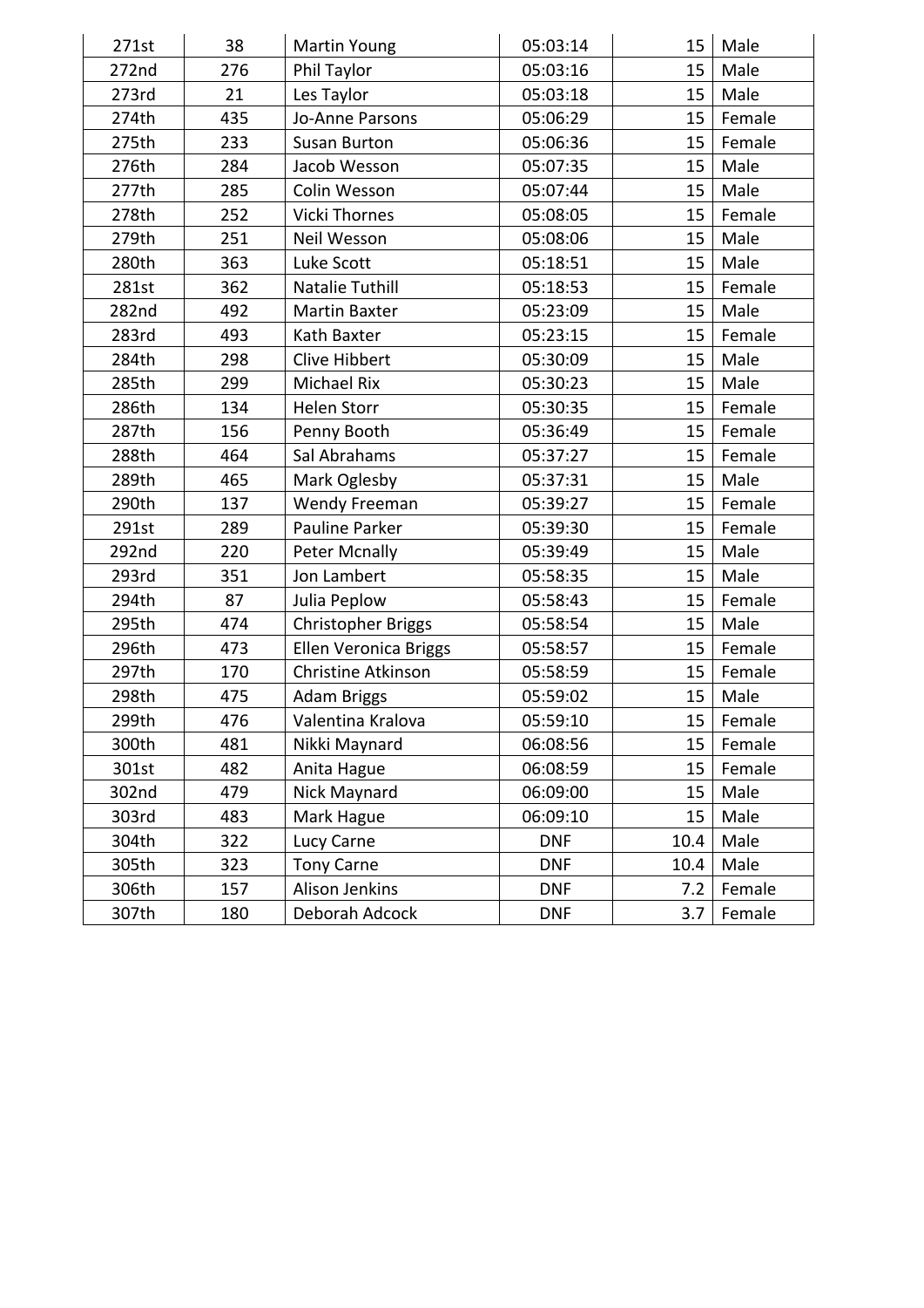| | | | | | |
|---|---|---|---|---|---|
| 271st | 38 | Martin Young | 05:03:14 | 15 | Male |
| 272nd | 276 | Phil Taylor | 05:03:16 | 15 | Male |
| 273rd | 21 | Les Taylor | 05:03:18 | 15 | Male |
| 274th | 435 | Jo-Anne Parsons | 05:06:29 | 15 | Female |
| 275th | 233 | Susan Burton | 05:06:36 | 15 | Female |
| 276th | 284 | Jacob Wesson | 05:07:35 | 15 | Male |
| 277th | 285 | Colin Wesson | 05:07:44 | 15 | Male |
| 278th | 252 | Vicki Thornes | 05:08:05 | 15 | Female |
| 279th | 251 | Neil Wesson | 05:08:06 | 15 | Male |
| 280th | 363 | Luke Scott | 05:18:51 | 15 | Male |
| 281st | 362 | Natalie Tuthill | 05:18:53 | 15 | Female |
| 282nd | 492 | Martin Baxter | 05:23:09 | 15 | Male |
| 283rd | 493 | Kath Baxter | 05:23:15 | 15 | Female |
| 284th | 298 | Clive Hibbert | 05:30:09 | 15 | Male |
| 285th | 299 | Michael Rix | 05:30:23 | 15 | Male |
| 286th | 134 | Helen Storr | 05:30:35 | 15 | Female |
| 287th | 156 | Penny Booth | 05:36:49 | 15 | Female |
| 288th | 464 | Sal Abrahams | 05:37:27 | 15 | Female |
| 289th | 465 | Mark Oglesby | 05:37:31 | 15 | Male |
| 290th | 137 | Wendy Freeman | 05:39:27 | 15 | Female |
| 291st | 289 | Pauline Parker | 05:39:30 | 15 | Female |
| 292nd | 220 | Peter Mcnally | 05:39:49 | 15 | Male |
| 293rd | 351 | Jon Lambert | 05:58:35 | 15 | Male |
| 294th | 87 | Julia Peplow | 05:58:43 | 15 | Female |
| 295th | 474 | Christopher Briggs | 05:58:54 | 15 | Male |
| 296th | 473 | Ellen Veronica Briggs | 05:58:57 | 15 | Female |
| 297th | 170 | Christine Atkinson | 05:58:59 | 15 | Female |
| 298th | 475 | Adam Briggs | 05:59:02 | 15 | Male |
| 299th | 476 | Valentina Kralova | 05:59:10 | 15 | Female |
| 300th | 481 | Nikki Maynard | 06:08:56 | 15 | Female |
| 301st | 482 | Anita Hague | 06:08:59 | 15 | Female |
| 302nd | 479 | Nick Maynard | 06:09:00 | 15 | Male |
| 303rd | 483 | Mark Hague | 06:09:10 | 15 | Male |
| 304th | 322 | Lucy Carne | DNF | 10.4 | Male |
| 305th | 323 | Tony Carne | DNF | 10.4 | Male |
| 306th | 157 | Alison Jenkins | DNF | 7.2 | Female |
| 307th | 180 | Deborah Adcock | DNF | 3.7 | Female |